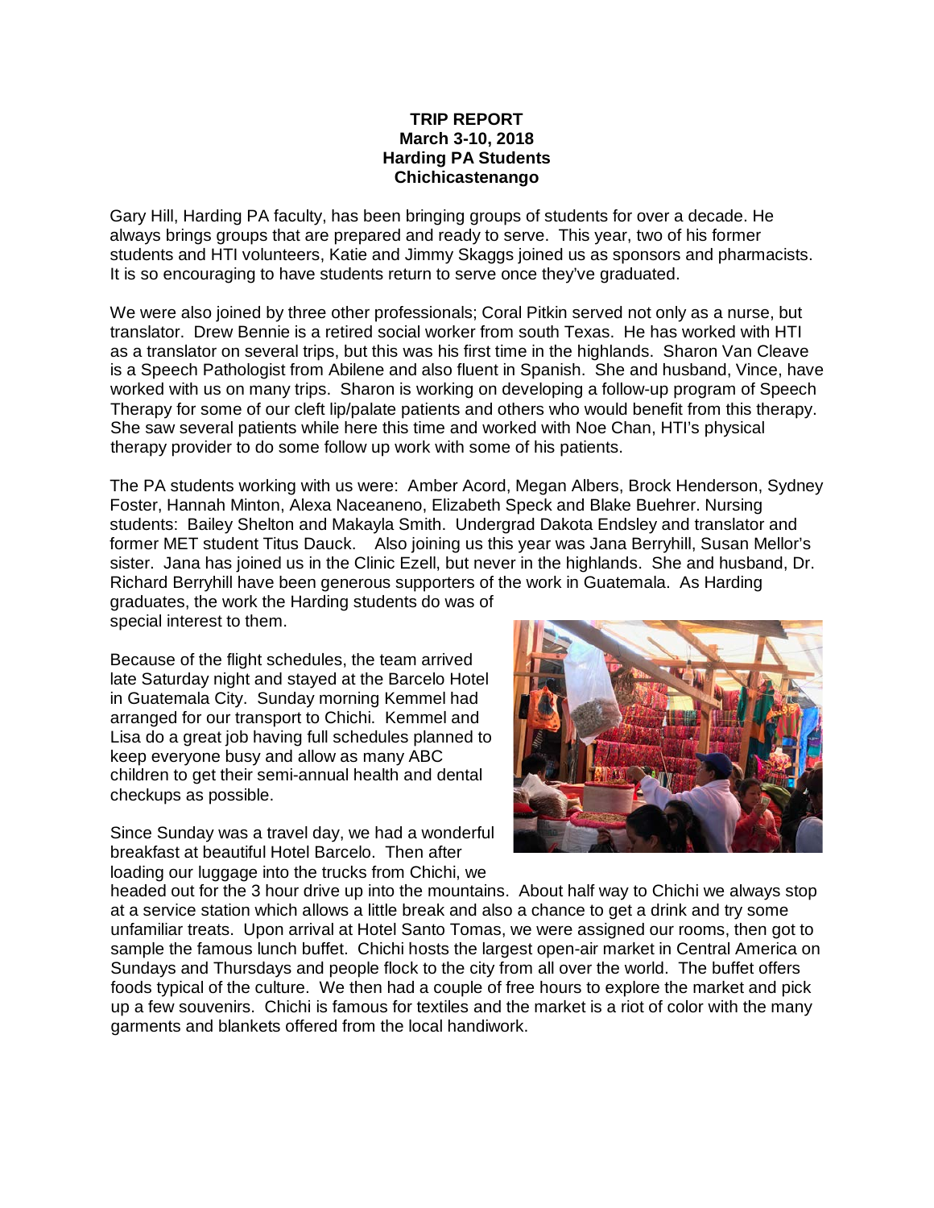**TRIP REPORT**
**March 3-10, 2018**
**Harding PA Students**
**Chichicastenango**

Gary Hill, Harding PA faculty, has been bringing groups of students for over a decade. He always brings groups that are prepared and ready to serve. This year, two of his former students and HTI volunteers, Katie and Jimmy Skaggs joined us as sponsors and pharmacists. It is so encouraging to have students return to serve once they've graduated.

We were also joined by three other professionals; Coral Pitkin served not only as a nurse, but translator. Drew Bennie is a retired social worker from south Texas. He has worked with HTI as a translator on several trips, but this was his first time in the highlands. Sharon Van Cleave is a Speech Pathologist from Abilene and also fluent in Spanish. She and husband, Vince, have worked with us on many trips. Sharon is working on developing a follow-up program of Speech Therapy for some of our cleft lip/palate patients and others who would benefit from this therapy. She saw several patients while here this time and worked with Noe Chan, HTI's physical therapy provider to do some follow up work with some of his patients.

The PA students working with us were: Amber Acord, Megan Albers, Brock Henderson, Sydney Foster, Hannah Minton, Alexa Naceaneno, Elizabeth Speck and Blake Buehrer. Nursing students: Bailey Shelton and Makayla Smith. Undergrad Dakota Endsley and translator and former MET student Titus Dauck. Also joining us this year was Jana Berryhill, Susan Mellor's sister. Jana has joined us in the Clinic Ezell, but never in the highlands. She and husband, Dr. Richard Berryhill have been generous supporters of the work in Guatemala. As Harding graduates, the work the Harding students do was of special interest to them.

Because of the flight schedules, the team arrived late Saturday night and stayed at the Barcelo Hotel in Guatemala City. Sunday morning Kemmel had arranged for our transport to Chichi. Kemmel and Lisa do a great job having full schedules planned to keep everyone busy and allow as many ABC children to get their semi-annual health and dental checkups as possible.

Since Sunday was a travel day, we had a wonderful breakfast at beautiful Hotel Barcelo. Then after loading our luggage into the trucks from Chichi, we headed out for the 3 hour drive up into the mountains. About half way to Chichi we always stop at a service station which allows a little break and also a chance to get a drink and try some unfamiliar treats. Upon arrival at Hotel Santo Tomas, we were assigned our rooms, then got to sample the famous lunch buffet. Chichi hosts the largest open-air market in Central America on Sundays and Thursdays and people flock to the city from all over the world. The buffet offers foods typical of the culture. We then had a couple of free hours to explore the market and pick up a few souvenirs. Chichi is famous for textiles and the market is a riot of color with the many garments and blankets offered from the local handiwork.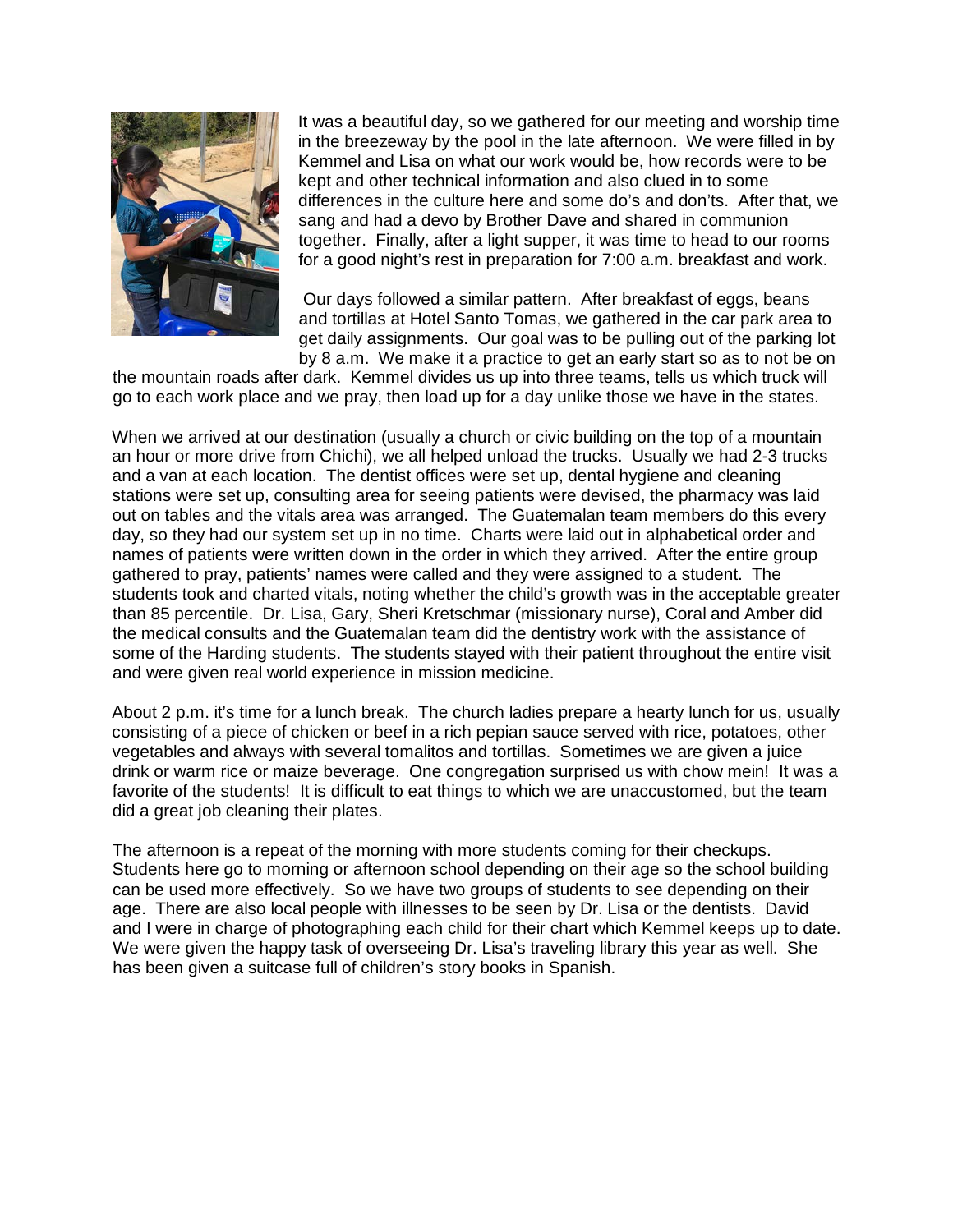It was a beautiful day, so we gathered for our meeting and worship time in the breezeway by the pool in the late afternoon. We were filled in by Kemmel and Lisa on what our work would be, how records were to be kept and other technical information and also clued in to some differences in the culture here and some do's and don'ts. After that, we sang and had a devo by Brother Dave and shared in communion together. Finally, after a light supper, it was time to head to our rooms for a good night's rest in preparation for 7:00 a.m. breakfast and work.

Our days followed a similar pattern. After breakfast of eggs, beans and tortillas at Hotel Santo Tomas, we gathered in the car park area to get daily assignments. Our goal was to be pulling out of the parking lot by 8 a.m. We make it a practice to get an early start so as to not be on the mountain roads after dark. Kemmel divides us up into three teams, tells us which truck will go to each work place and we pray, then load up for a day unlike those we have in the states.

When we arrived at our destination (usually a church or civic building on the top of a mountain an hour or more drive from Chichi), we all helped unload the trucks. Usually we had 2-3 trucks and a van at each location. The dentist offices were set up, dental hygiene and cleaning stations were set up, consulting area for seeing patients were devised, the pharmacy was laid out on tables and the vitals area was arranged. The Guatemalan team members do this every day, so they had our system set up in no time. Charts were laid out in alphabetical order and names of patients were written down in the order in which they arrived. After the entire group gathered to pray, patients' names were called and they were assigned to a student. The students took and charted vitals, noting whether the child's growth was in the acceptable greater than 85 percentile. Dr. Lisa, Gary, Sheri Kretschmar (missionary nurse), Coral and Amber did the medical consults and the Guatemalan team did the dentistry work with the assistance of some of the Harding students. The students stayed with their patient throughout the entire visit and were given real world experience in mission medicine.

About 2 p.m. it's time for a lunch break. The church ladies prepare a hearty lunch for us, usually consisting of a piece of chicken or beef in a rich pepian sauce served with rice, potatoes, other vegetables and always with several tomalitos and tortillas. Sometimes we are given a juice drink or warm rice or maize beverage. One congregation surprised us with chow mein! It was a favorite of the students! It is difficult to eat things to which we are unaccustomed, but the team did a great job cleaning their plates.

The afternoon is a repeat of the morning with more students coming for their checkups. Students here go to morning or afternoon school depending on their age so the school building can be used more effectively. So we have two groups of students to see depending on their age. There are also local people with illnesses to be seen by Dr. Lisa or the dentists. David and I were in charge of photographing each child for their chart which Kemmel keeps up to date. We were given the happy task of overseeing Dr. Lisa's traveling library this year as well. She has been given a suitcase full of children's story books in Spanish.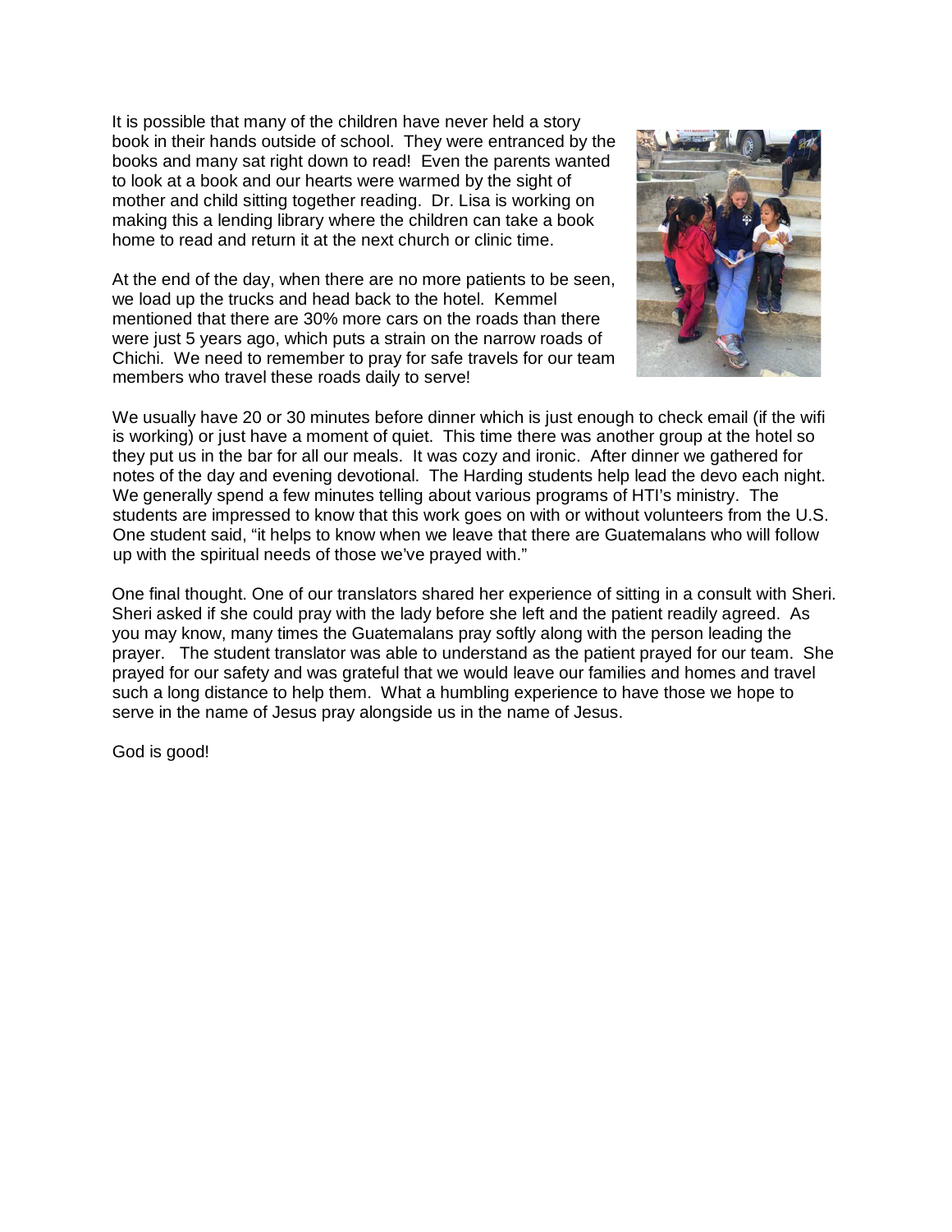It is possible that many of the children have never held a story book in their hands outside of school. They were entranced by the books and many sat right down to read! Even the parents wanted to look at a book and our hearts were warmed by the sight of mother and child sitting together reading. Dr. Lisa is working on making this a lending library where the children can take a book home to read and return it at the next church or clinic time.

At the end of the day, when there are no more patients to be seen, we load up the trucks and head back to the hotel. Kemmel mentioned that there are 30% more cars on the roads than there were just 5 years ago, which puts a strain on the narrow roads of Chichi. We need to remember to pray for safe travels for our team members who travel these roads daily to serve!

We usually have 20 or 30 minutes before dinner which is just enough to check email (if the wifi is working) or just have a moment of quiet. This time there was another group at the hotel so they put us in the bar for all our meals. It was cozy and ironic. After dinner we gathered for notes of the day and evening devotional. The Harding students help lead the devo each night. We generally spend a few minutes telling about various programs of HTI's ministry. The students are impressed to know that this work goes on with or without volunteers from the U.S. One student said, "it helps to know when we leave that there are Guatemalans who will follow up with the spiritual needs of those we've prayed with."

One final thought. One of our translators shared her experience of sitting in a consult with Sheri. Sheri asked if she could pray with the lady before she left and the patient readily agreed. As you may know, many times the Guatemalans pray softly along with the person leading the prayer. The student translator was able to understand as the patient prayed for our team. She prayed for our safety and was grateful that we would leave our families and homes and travel such a long distance to help them. What a humbling experience to have those we hope to serve in the name of Jesus pray alongside us in the name of Jesus.

God is good!